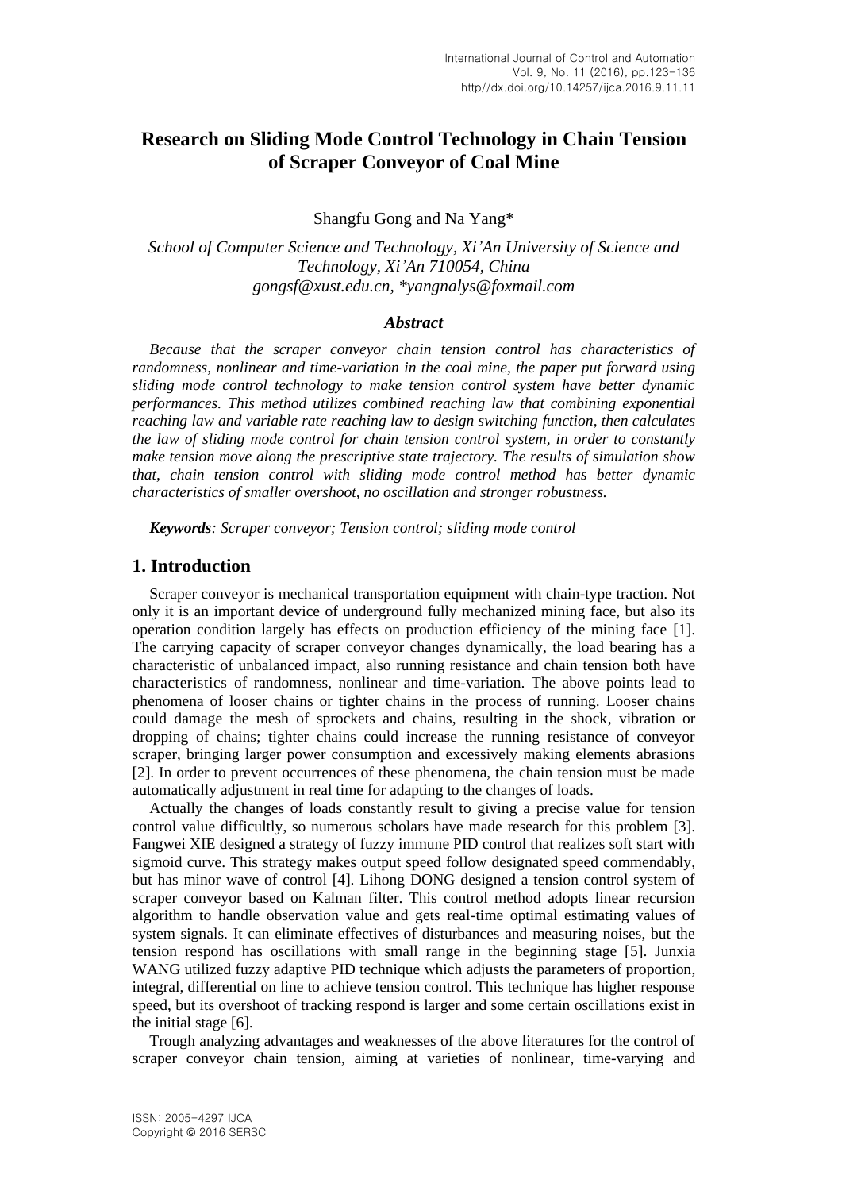# Research on Sliding Mode Control Technology in Chain Tension of Scraper Conveyor of Coal Mine

Shangfu Gong and Na Yang*

*School of Computer Science and Technology, Xi'An University of Science and Technology, Xi'An 710054, China*
*gongsf@xust.edu.cn, *yangnalys@foxmail.com*

### *Abstract*

*Because that the scraper conveyor chain tension control has characteristics of randomness, nonlinear and time-variation in the coal mine, the paper put forward using sliding mode control technology to make tension control system have better dynamic performances. This method utilizes combined reaching law that combining exponential reaching law and variable rate reaching law to design switching function, then calculates the law of sliding mode control for chain tension control system, in order to constantly make tension move along the prescriptive state trajectory. The results of simulation show that, chain tension control with sliding mode control method has better dynamic characteristics of smaller overshoot, no oscillation and stronger robustness.*

***Keywords**: Scraper conveyor; Tension control; sliding mode control*

## 1. Introduction

Scraper conveyor is mechanical transportation equipment with chain-type traction. Not only it is an important device of underground fully mechanized mining face, but also its operation condition largely has effects on production efficiency of the mining face [1]. The carrying capacity of scraper conveyor changes dynamically, the load bearing has a characteristic of unbalanced impact, also running resistance and chain tension both have characteristics of randomness, nonlinear and time-variation. The above points lead to phenomena of looser chains or tighter chains in the process of running. Looser chains could damage the mesh of sprockets and chains, resulting in the shock, vibration or dropping of chains; tighter chains could increase the running resistance of conveyor scraper, bringing larger power consumption and excessively making elements abrasions [2]. In order to prevent occurrences of these phenomena, the chain tension must be made automatically adjustment in real time for adapting to the changes of loads.

Actually the changes of loads constantly result to giving a precise value for tension control value difficultly, so numerous scholars have made research for this problem [3]. Fangwei XIE designed a strategy of fuzzy immune PID control that realizes soft start with sigmoid curve. This strategy makes output speed follow designated speed commendably, but has minor wave of control [4]. Lihong DONG designed a tension control system of scraper conveyor based on Kalman filter. This control method adopts linear recursion algorithm to handle observation value and gets real-time optimal estimating values of system signals. It can eliminate effectives of disturbances and measuring noises, but the tension respond has oscillations with small range in the beginning stage [5]. Junxia WANG utilized fuzzy adaptive PID technique which adjusts the parameters of proportion, integral, differential on line to achieve tension control. This technique has higher response speed, but its overshoot of tracking respond is larger and some certain oscillations exist in the initial stage [6].

Trough analyzing advantages and weaknesses of the above literatures for the control of scraper conveyor chain tension, aiming at varieties of nonlinear, time-varying and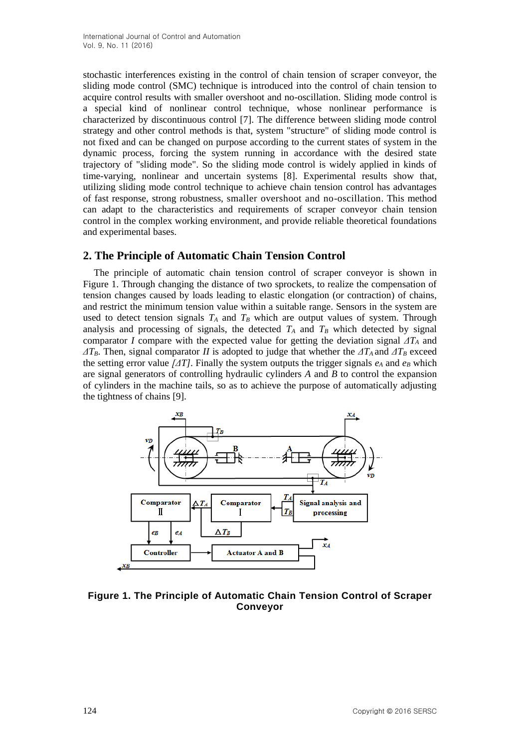stochastic interferences existing in the control of chain tension of scraper conveyor, the sliding mode control (SMC) technique is introduced into the control of chain tension to acquire control results with smaller overshoot and no-oscillation. Sliding mode control is a special kind of nonlinear control technique, whose nonlinear performance is characterized by discontinuous control [7]. The difference between sliding mode control strategy and other control methods is that, system "structure" of sliding mode control is not fixed and can be changed on purpose according to the current states of system in the dynamic process, forcing the system running in accordance with the desired state trajectory of "sliding mode". So the sliding mode control is widely applied in kinds of time-varying, nonlinear and uncertain systems [8]. Experimental results show that, utilizing sliding mode control technique to achieve chain tension control has advantages of fast response, strong robustness, smaller overshoot and no-oscillation. This method can adapt to the characteristics and requirements of scraper conveyor chain tension control in the complex working environment, and provide reliable theoretical foundations and experimental bases.

## 2. The Principle of Automatic Chain Tension Control

The principle of automatic chain tension control of scraper conveyor is shown in Figure 1. Through changing the distance of two sprockets, to realize the compensation of tension changes caused by loads leading to elastic elongation (or contraction) of chains, and restrict the minimum tension value within a suitable range. Sensors in the system are used to detect tension signals $T_A$ and $T_B$ which are output values of system. Through analysis and processing of signals, the detected $T_A$ and $T_B$ which detected by signal comparator *I* compare with the expected value for getting the deviation signal $\Delta T_A$ and $\Delta T_B$. Then, signal comparator *II* is adopted to judge that whether the $\Delta T_A$ and $\Delta T_B$ exceed the setting error value $[\Delta T]$. Finally the system outputs the trigger signals $e_A$ and $e_B$ which are signal generators of controlling hydraulic cylinders *A* and *B* to control the expansion of cylinders in the machine tails, so as to achieve the purpose of automatically adjusting the tightness of chains [9].

**Figure 1. The Principle of Automatic Chain Tension Control of Scraper Conveyor**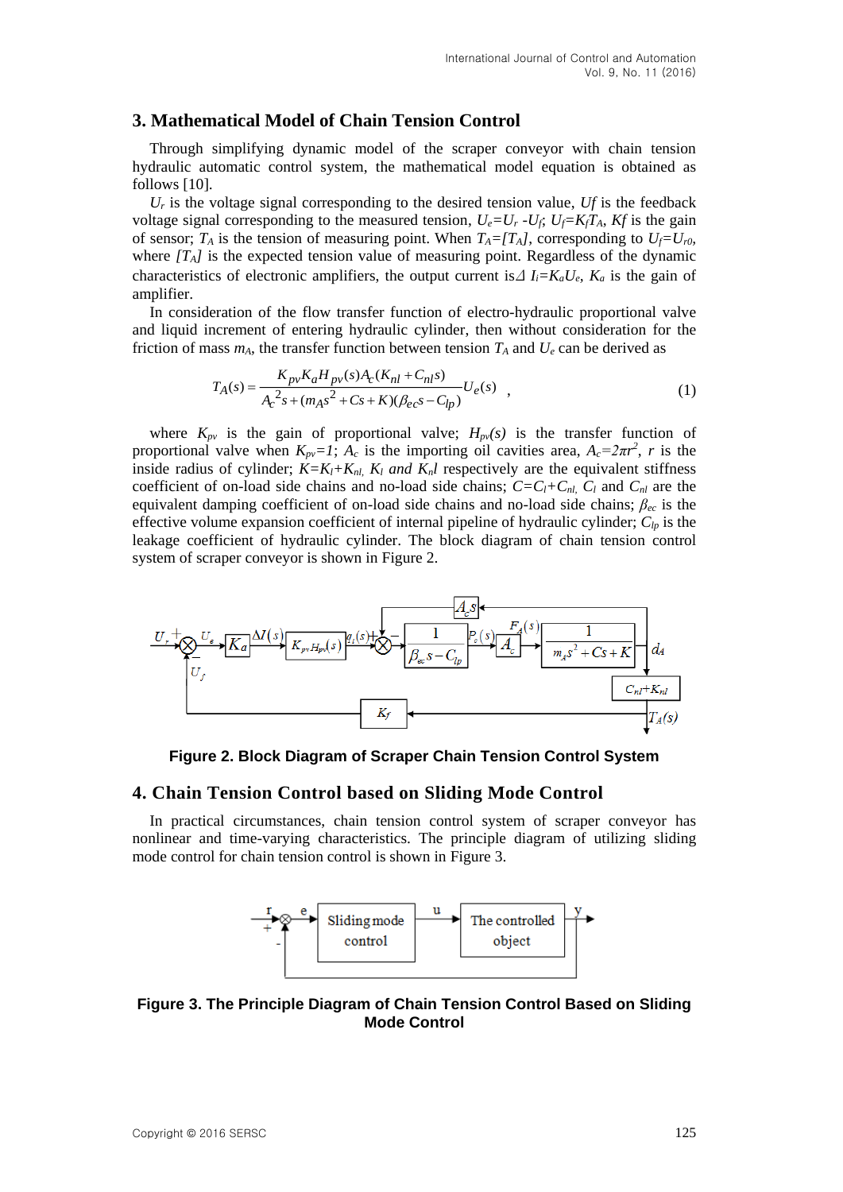## 3. Mathematical Model of Chain Tension Control

Through simplifying dynamic model of the scraper conveyor with chain tension hydraulic automatic control system, the mathematical model equation is obtained as follows [10].

$U_r$ is the voltage signal corresponding to the desired tension value, $Uf$ is the feedback voltage signal corresponding to the measured tension, $U_e=U_r - U_f$; $U_f=K_fT_A$, $Kf$ is the gain of sensor; $T_A$ is the tension of measuring point. When $T_A=[T_A]$, corresponding to $U_f=U_{r0}$, where $[T_A]$ is the expected tension value of measuring point. Regardless of the dynamic characteristics of electronic amplifiers, the output current is $\Delta I_i=K_aU_e$, $K_a$ is the gain of amplifier.

In consideration of the flow transfer function of electro-hydraulic proportional valve and liquid increment of entering hydraulic cylinder, then without consideration for the friction of mass $m_A$, the transfer function between tension $T_A$ and $U_e$ can be derived as

$$T_A(s) = \frac{K_{pv}K_aH_{pv}(s)A_c(K_{nl}+C_{nl}s)}{A_c^{\,2}s+(m_As^2+Cs+K)(\beta_{ec}s-C_{lp})}U_e(s) \quad , \tag{1}$$

where $K_{pv}$ is the gain of proportional valve; $H_{pv}(s)$ is the transfer function of proportional valve when $K_{pv}=1$; $A_c$ is the importing oil cavities area, $A_c=2\pi r^2$, $r$ is the inside radius of cylinder; $K=K_l+K_{nl}$, $K_l$ *and* $K_{nl}$ respectively are the equivalent stiffness coefficient of on-load side chains and no-load side chains; $C=C_l+C_{nl}$, $C_l$ and $C_{nl}$ are the equivalent damping coefficient of on-load side chains and no-load side chains; $\beta_{ec}$ is the effective volume expansion coefficient of internal pipeline of hydraulic cylinder; $C_{lp}$ is the leakage coefficient of hydraulic cylinder. The block diagram of chain tension control system of scraper conveyor is shown in Figure 2.

**Figure 2. Block Diagram of Scraper Chain Tension Control System**

## 4. Chain Tension Control based on Sliding Mode Control

In practical circumstances, chain tension control system of scraper conveyor has nonlinear and time-varying characteristics. The principle diagram of utilizing sliding mode control for chain tension control is shown in Figure 3.

**Figure 3. The Principle Diagram of Chain Tension Control Based on Sliding Mode Control**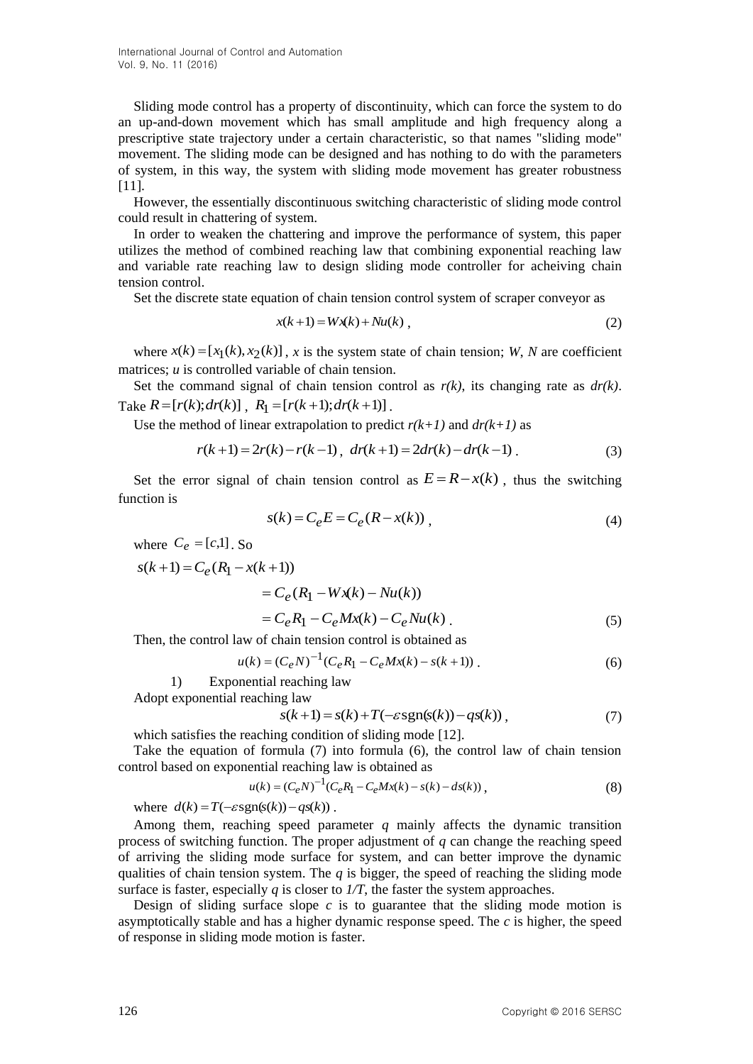Sliding mode control has a property of discontinuity, which can force the system to do an up-and-down movement which has small amplitude and high frequency along a prescriptive state trajectory under a certain characteristic, so that names "sliding mode" movement. The sliding mode can be designed and has nothing to do with the parameters of system, in this way, the system with sliding mode movement has greater robustness [11].

However, the essentially discontinuous switching characteristic of sliding mode control could result in chattering of system.

In order to weaken the chattering and improve the performance of system, this paper utilizes the method of combined reaching law that combining exponential reaching law and variable rate reaching law to design sliding mode controller for acheiving chain tension control.

Set the discrete state equation of chain tension control system of scraper conveyor as

$$x(k+1) = Wx(k) + Nu(k) \,, \tag{2}$$

where $x(k) = [x_1(k), x_2(k)]$, $x$ is the system state of chain tension; $W$, $N$ are coefficient matrices; $u$ is controlled variable of chain tension.

Set the command signal of chain tension control as $r(k)$, its changing rate as $dr(k)$. Take $R = [r(k); dr(k)]$, $R_1 = [r(k+1); dr(k+1)]$.

Use the method of linear extrapolation to predict $r(k+1)$ and $dr(k+1)$ as

$$r(k+1) = 2r(k) - r(k-1) \,, \; dr(k+1) = 2dr(k) - dr(k-1) \,. \tag{3}$$

Set the error signal of chain tension control as $E = R - x(k)$, thus the switching function is

$$s(k) = C_e E = C_e (R - x(k)) \,, \tag{4}$$

where $C_e = [c,1]$. So

$$\begin{aligned} s(k+1) &= C_e (R_1 - x(k+1)) \\ &= C_e (R_1 - Wx(k) - Nu(k)) \\ &= C_e R_1 - C_e Mx(k) - C_e Nu(k) \,. \end{aligned} \tag{5}$$

Then, the control law of chain tension control is obtained as

$$u(k) = (C_e N)^{-1} (C_e R_1 - C_e Mx(k) - s(k+1)) \,. \tag{6}$$

1) Exponential reaching law

Adopt exponential reaching law

$$s(k+1) = s(k) + T(-\varepsilon \operatorname{sgn}(s(k)) - qs(k)) \,, \tag{7}$$

which satisfies the reaching condition of sliding mode [12].

Take the equation of formula (7) into formula (6), the control law of chain tension control based on exponential reaching law is obtained as

$$u(k) = (C_e N)^{-1} (C_e R_1 - C_e Mx(k) - s(k) - ds(k)) \,, \tag{8}$$

where $d(k) = T(-\varepsilon \operatorname{sgn}(s(k)) - qs(k))$.

Among them, reaching speed parameter $q$ mainly affects the dynamic transition process of switching function. The proper adjustment of $q$ can change the reaching speed of arriving the sliding mode surface for system, and can better improve the dynamic qualities of chain tension system. The $q$ is bigger, the speed of reaching the sliding mode surface is faster, especially $q$ is closer to $1/T$, the faster the system approaches.

Design of sliding surface slope $c$ is to guarantee that the sliding mode motion is asymptotically stable and has a higher dynamic response speed. The $c$ is higher, the speed of response in sliding mode motion is faster.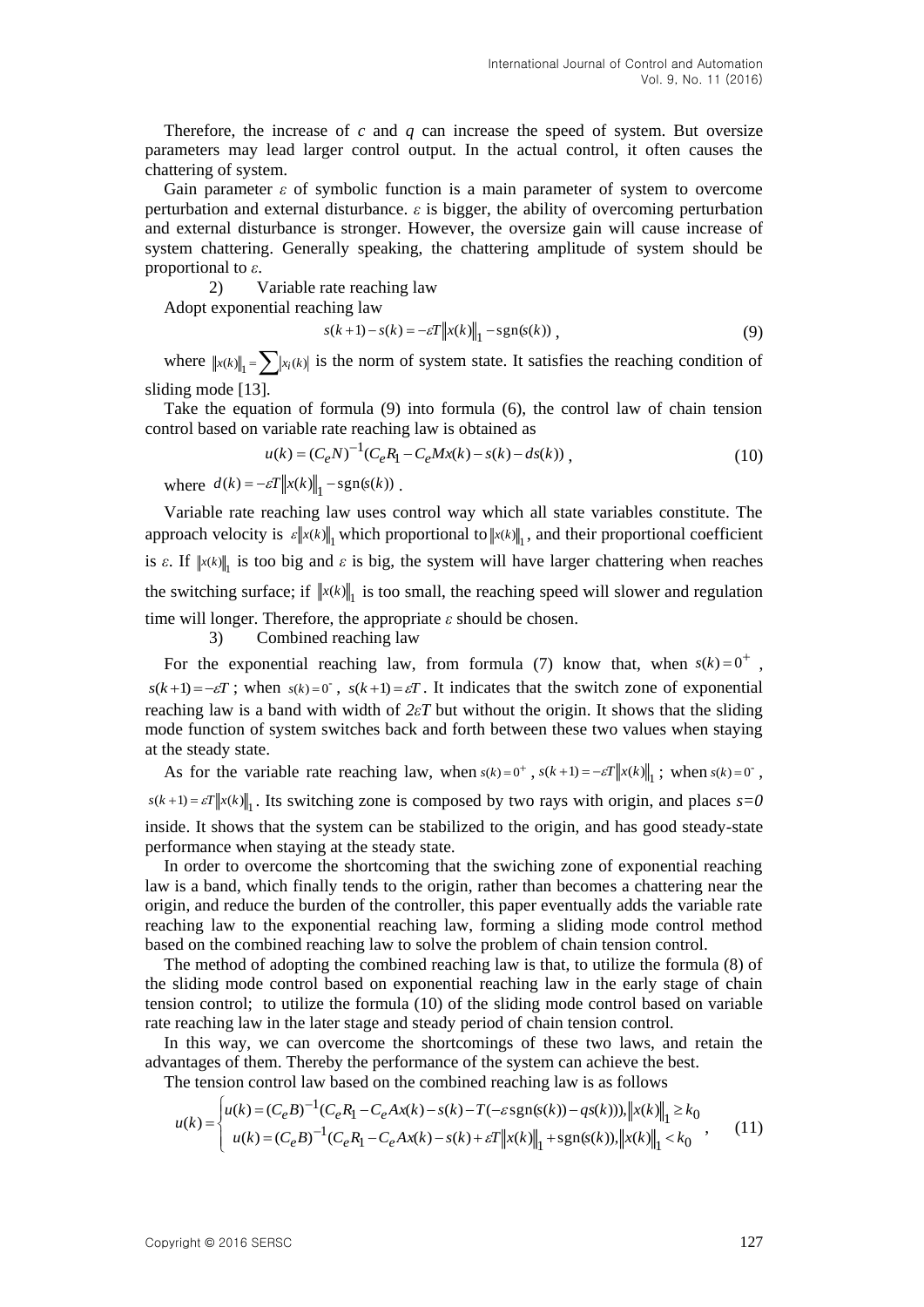Therefore, the increase of $c$ and $q$ can increase the speed of system. But oversize parameters may lead larger control output. In the actual control, it often causes the chattering of system.

Gain parameter $\varepsilon$ of symbolic function is a main parameter of system to overcome perturbation and external disturbance. $\varepsilon$ is bigger, the ability of overcoming perturbation and external disturbance is stronger. However, the oversize gain will cause increase of system chattering. Generally speaking, the chattering amplitude of system should be proportional to $\varepsilon$.

2) Variable rate reaching law

Adopt exponential reaching law

$$s(k+1)-s(k)=-\varepsilon T\left\|x(k)\right\|_1-\mathrm{sgn}(s(k)) \,, \tag{9}$$

where $\left\|x(k)\right\|_1=\sum\left|x_i(k)\right|$ is the norm of system state. It satisfies the reaching condition of sliding mode [13].

Take the equation of formula (9) into formula (6), the control law of chain tension control based on variable rate reaching law is obtained as

$$u(k)=(C_eN)^{-1}(C_eR_1-C_eMx(k)-s(k)-ds(k)) \,, \tag{10}$$

where $d(k)=-\varepsilon T\left\|x(k)\right\|_1-\mathrm{sgn}(s(k))$ .

Variable rate reaching law uses control way which all state variables constitute. The approach velocity is $\varepsilon\left\|x(k)\right\|_1$ which proportional to $\left\|x(k)\right\|_1$, and their proportional coefficient is $\varepsilon$. If $\left\|x(k)\right\|_1$ is too big and $\varepsilon$ is big, the system will have larger chattering when reaches the switching surface; if $\left\|x(k)\right\|_1$ is too small, the reaching speed will slower and regulation time will longer. Therefore, the appropriate $\varepsilon$ should be chosen.

3) Combined reaching law

For the exponential reaching law, from formula (7) know that, when $s(k)=0^+$ , $s(k+1)=-\varepsilon T$ ; when $s(k)=0^-$, $s(k+1)=\varepsilon T$ . It indicates that the switch zone of exponential reaching law is a band with width of $2\varepsilon T$ but without the origin. It shows that the sliding mode function of system switches back and forth between these two values when staying at the steady state.

As for the variable rate reaching law, when $s(k)=0^+$ , $s(k+1)=-\varepsilon T\left\|x(k)\right\|_1$ ; when $s(k)=0^-$ , $s(k+1)=\varepsilon T\left\|x(k)\right\|_1$ . Its switching zone is composed by two rays with origin, and places $s=0$ inside. It shows that the system can be stabilized to the origin, and has good steady-state performance when staying at the steady state.

In order to overcome the shortcoming that the swiching zone of exponential reaching law is a band, which finally tends to the origin, rather than becomes a chattering near the origin, and reduce the burden of the controller, this paper eventually adds the variable rate reaching law to the exponential reaching law, forming a sliding mode control method based on the combined reaching law to solve the problem of chain tension control.

The method of adopting the combined reaching law is that, to utilize the formula (8) of the sliding mode control based on exponential reaching law in the early stage of chain tension control; to utilize the formula (10) of the sliding mode control based on variable rate reaching law in the later stage and steady period of chain tension control.

In this way, we can overcome the shortcomings of these two laws, and retain the advantages of them. Thereby the performance of the system can achieve the best.

The tension control law based on the combined reaching law is as follows

$$u(k)=\begin{cases} u(k)=(C_eB)^{-1}(C_eR_1-C_eAx(k)-s(k)-T(-\varepsilon\,\mathrm{sgn}(s(k))-qs(k))), \left\|x(k)\right\|_1\geq k_0 \\ u(k)=(C_eB)^{-1}(C_eR_1-C_eAx(k)-s(k)+\varepsilon T\left\|x(k)\right\|_1+\mathrm{sgn}(s(k)), \left\|x(k)\right\|_1<k_0 \end{cases}, \tag{11}$$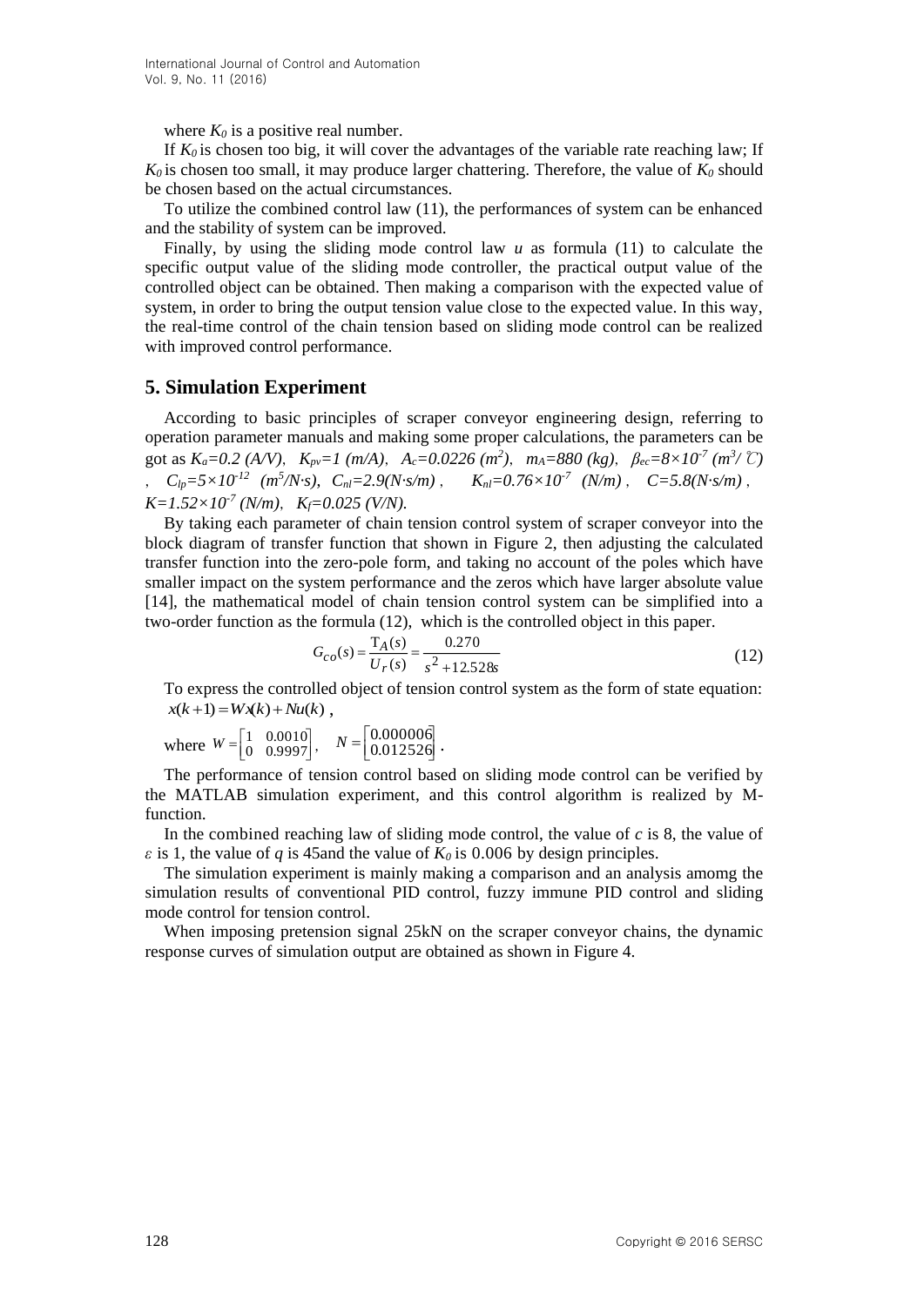where $K_0$ is a positive real number.

If $K_0$ is chosen too big, it will cover the advantages of the variable rate reaching law; If $K_0$ is chosen too small, it may produce larger chattering. Therefore, the value of $K_0$ should be chosen based on the actual circumstances.

To utilize the combined control law (11), the performances of system can be enhanced and the stability of system can be improved.

Finally, by using the sliding mode control law $u$ as formula (11) to calculate the specific output value of the sliding mode controller, the practical output value of the controlled object can be obtained. Then making a comparison with the expected value of system, in order to bring the output tension value close to the expected value. In this way, the real-time control of the chain tension based on sliding mode control can be realized with improved control performance.

## 5. Simulation Experiment

According to basic principles of scraper conveyor engineering design, referring to operation parameter manuals and making some proper calculations, the parameters can be got as $K_a$=0.2 (A/V), $K_{pv}$=1 (m/A), $A_c$=0.0226 ($m^2$), $m_A$=880 (kg), $\beta_{ec}=8\times10^{-7}$ ($m^3$/℃), $C_{lp}=5\times10^{-12}$ ($m^5$/N·s), $C_{nl}$=2.9(N·s/m), $K_{nl}=0.76\times10^{-7}$ (N/m), $C$=5.8(N·s/m), $K=1.52\times10^{-7}$ (N/m), $K_f$=0.025 (V/N).

By taking each parameter of chain tension control system of scraper conveyor into the block diagram of transfer function that shown in Figure 2, then adjusting the calculated transfer function into the zero-pole form, and taking no account of the poles which have smaller impact on the system performance and the zeros which have larger absolute value [14], the mathematical model of chain tension control system can be simplified into a two-order function as the formula (12), which is the controlled object in this paper.

$$G_{co}(s) = \frac{T_A(s)}{U_r(s)} = \frac{0.270}{s^2 + 12.528s} \tag{12}$$

To express the controlled object of tension control system as the form of state equation: $x(k+1) = Wx(k) + Nu(k)$,

where $W = \begin{bmatrix} 1 & 0.0010 \\ 0 & 0.9997 \end{bmatrix}$, $N = \begin{bmatrix} 0.000006 \\ 0.012526 \end{bmatrix}$.

The performance of tension control based on sliding mode control can be verified by the MATLAB simulation experiment, and this control algorithm is realized by M-function.

In the combined reaching law of sliding mode control, the value of $c$ is 8, the value of $\varepsilon$ is 1, the value of $q$ is 45and the value of $K_0$ is 0.006 by design principles.

The simulation experiment is mainly making a comparison and an analysis amomg the simulation results of conventional PID control, fuzzy immune PID control and sliding mode control for tension control.

When imposing pretension signal 25kN on the scraper conveyor chains, the dynamic response curves of simulation output are obtained as shown in Figure 4.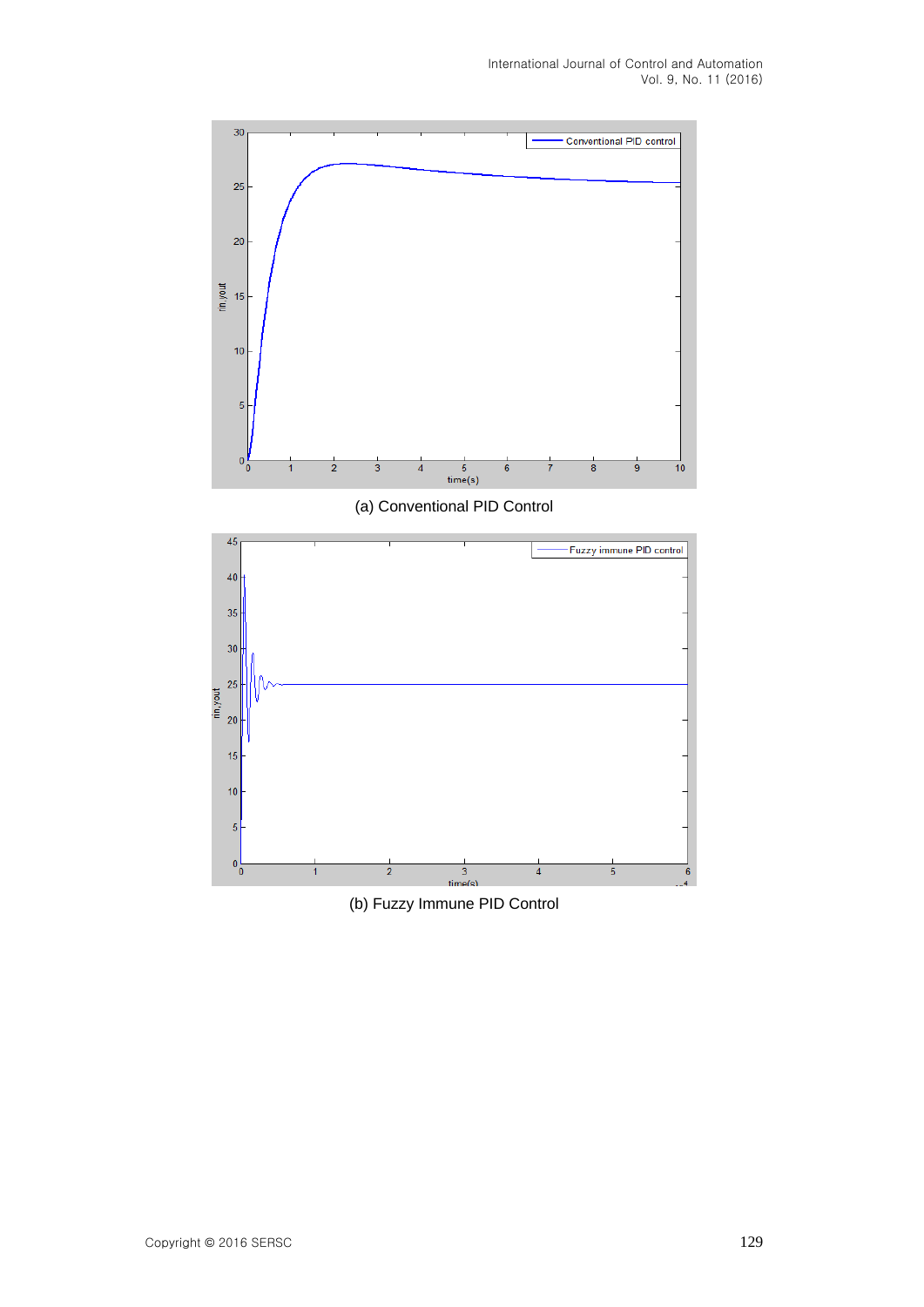(a) Conventional PID Control

(b) Fuzzy Immune PID Control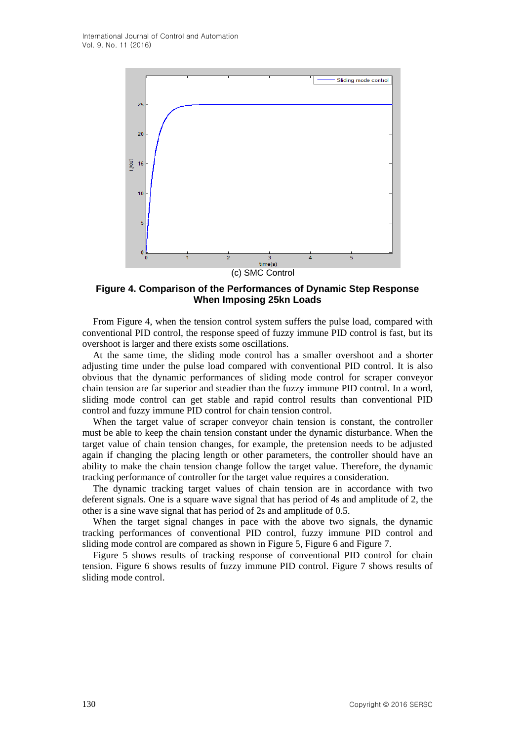(c) SMC Control

**Figure 4. Comparison of the Performances of Dynamic Step Response When Imposing 25kn Loads**

From Figure 4, when the tension control system suffers the pulse load, compared with conventional PID control, the response speed of fuzzy immune PID control is fast, but its overshoot is larger and there exists some oscillations.

At the same time, the sliding mode control has a smaller overshoot and a shorter adjusting time under the pulse load compared with conventional PID control. It is also obvious that the dynamic performances of sliding mode control for scraper conveyor chain tension are far superior and steadier than the fuzzy immune PID control. In a word, sliding mode control can get stable and rapid control results than conventional PID control and fuzzy immune PID control for chain tension control.

When the target value of scraper conveyor chain tension is constant, the controller must be able to keep the chain tension constant under the dynamic disturbance. When the target value of chain tension changes, for example, the pretension needs to be adjusted again if changing the placing length or other parameters, the controller should have an ability to make the chain tension change follow the target value. Therefore, the dynamic tracking performance of controller for the target value requires a consideration.

The dynamic tracking target values of chain tension are in accordance with two deferent signals. One is a square wave signal that has period of 4s and amplitude of 2, the other is a sine wave signal that has period of 2s and amplitude of 0.5.

When the target signal changes in pace with the above two signals, the dynamic tracking performances of conventional PID control, fuzzy immune PID control and sliding mode control are compared as shown in Figure 5, Figure 6 and Figure 7.

Figure 5 shows results of tracking response of conventional PID control for chain tension. Figure 6 shows results of fuzzy immune PID control. Figure 7 shows results of sliding mode control.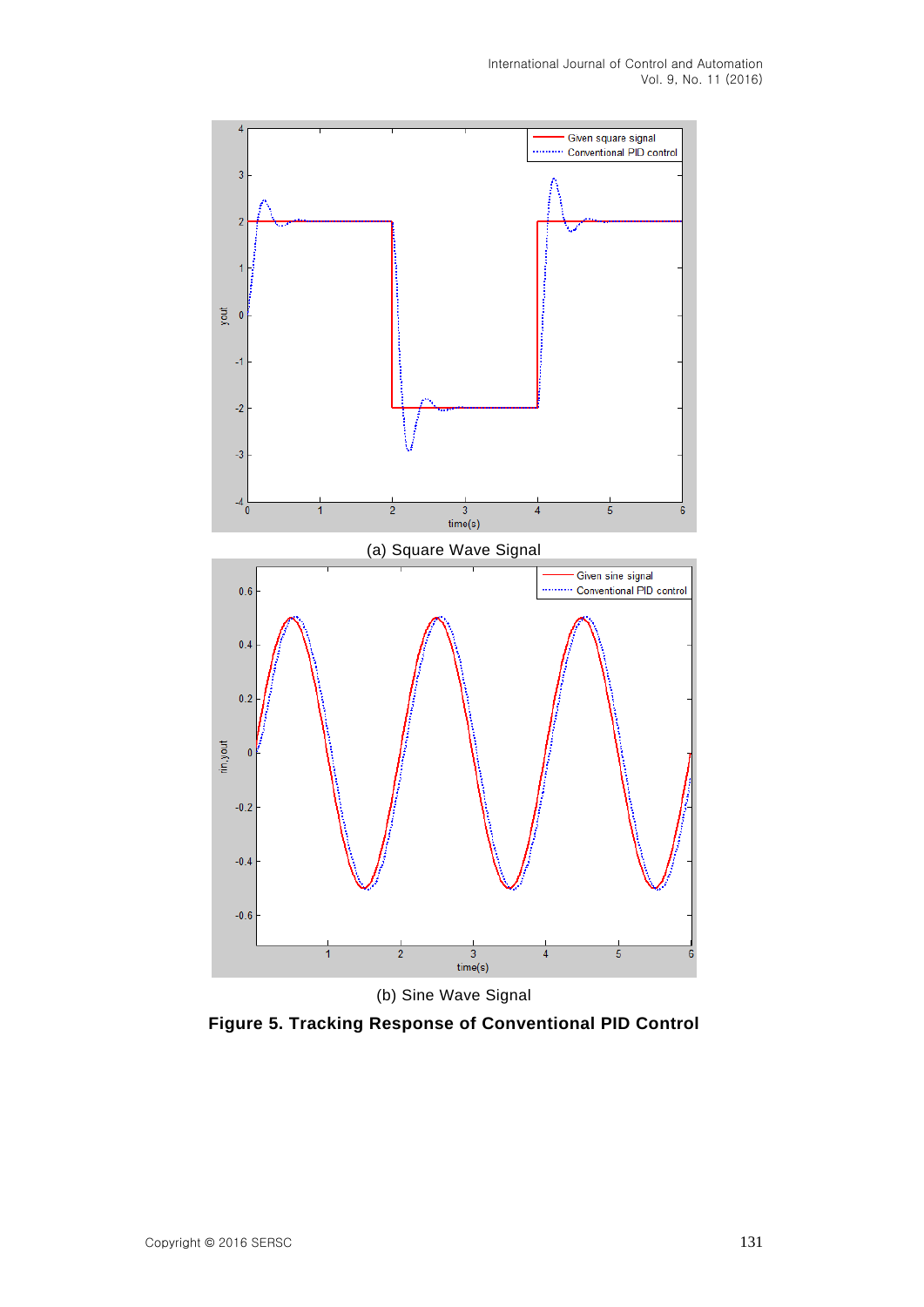(a) Square Wave Signal

(b) Sine Wave Signal

**Figure 5. Tracking Response of Conventional PID Control**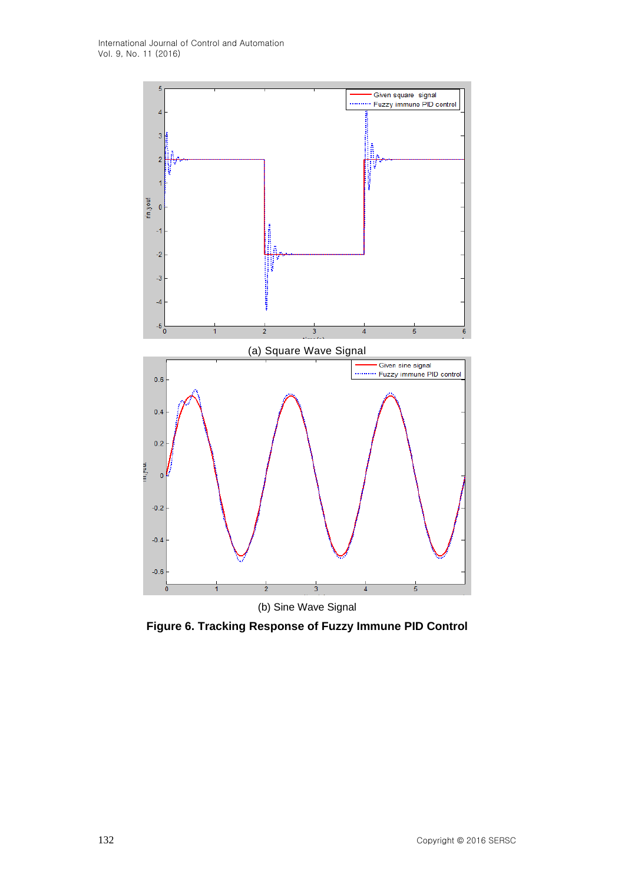(a) Square Wave Signal

(b) Sine Wave Signal

**Figure 6. Tracking Response of Fuzzy Immune PID Control**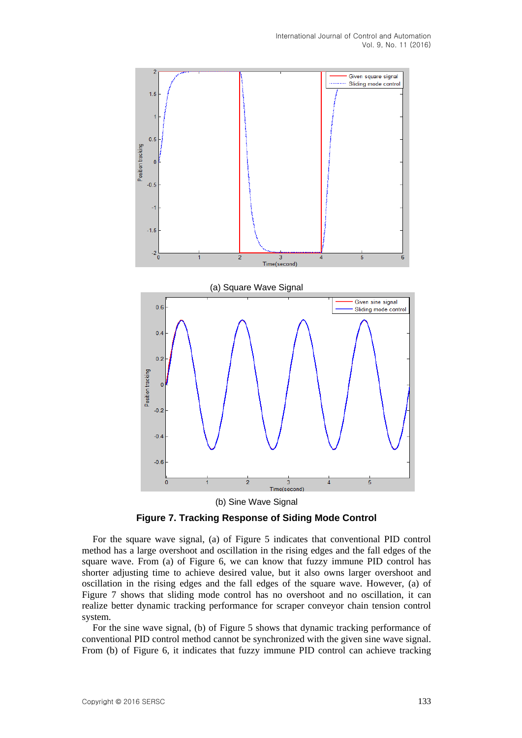(a) Square Wave Signal

(b) Sine Wave Signal

**Figure 7. Tracking Response of Siding Mode Control**

For the square wave signal, (a) of Figure 5 indicates that conventional PID control method has a large overshoot and oscillation in the rising edges and the fall edges of the square wave. From (a) of Figure 6, we can know that fuzzy immune PID control has shorter adjusting time to achieve desired value, but it also owns larger overshoot and oscillation in the rising edges and the fall edges of the square wave. However, (a) of Figure 7 shows that sliding mode control has no overshoot and no oscillation, it can realize better dynamic tracking performance for scraper conveyor chain tension control system.

For the sine wave signal, (b) of Figure 5 shows that dynamic tracking performance of conventional PID control method cannot be synchronized with the given sine wave signal. From (b) of Figure 6, it indicates that fuzzy immune PID control can achieve tracking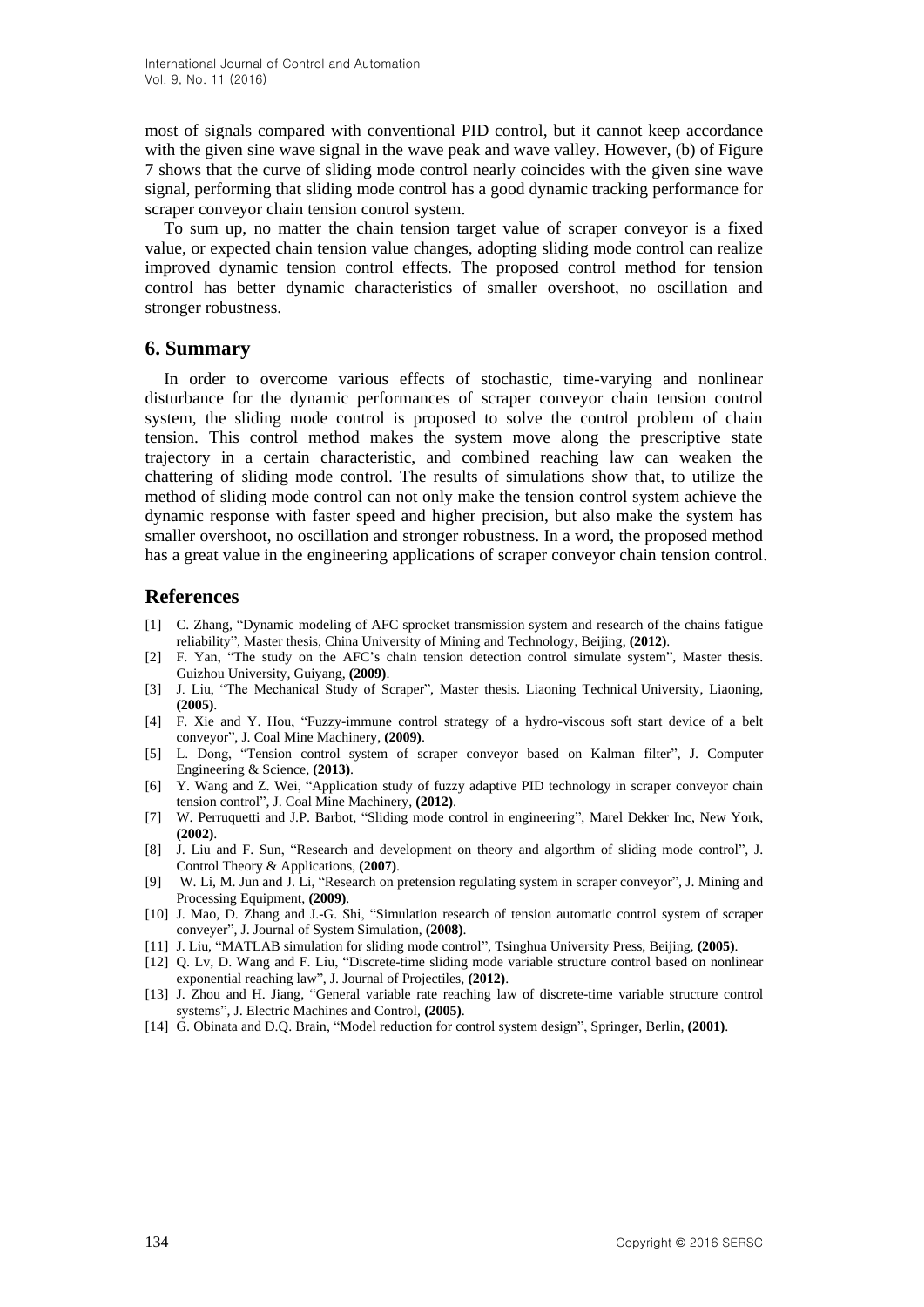most of signals compared with conventional PID control, but it cannot keep accordance with the given sine wave signal in the wave peak and wave valley. However, (b) of Figure 7 shows that the curve of sliding mode control nearly coincides with the given sine wave signal, performing that sliding mode control has a good dynamic tracking performance for scraper conveyor chain tension control system.

To sum up, no matter the chain tension target value of scraper conveyor is a fixed value, or expected chain tension value changes, adopting sliding mode control can realize improved dynamic tension control effects. The proposed control method for tension control has better dynamic characteristics of smaller overshoot, no oscillation and stronger robustness.

## 6. Summary

In order to overcome various effects of stochastic, time-varying and nonlinear disturbance for the dynamic performances of scraper conveyor chain tension control system, the sliding mode control is proposed to solve the control problem of chain tension. This control method makes the system move along the prescriptive state trajectory in a certain characteristic, and combined reaching law can weaken the chattering of sliding mode control. The results of simulations show that, to utilize the method of sliding mode control can not only make the tension control system achieve the dynamic response with faster speed and higher precision, but also make the system has smaller overshoot, no oscillation and stronger robustness. In a word, the proposed method has a great value in the engineering applications of scraper conveyor chain tension control.

## References

[1] C. Zhang, "Dynamic modeling of AFC sprocket transmission system and research of the chains fatigue reliability", Master thesis, China University of Mining and Technology, Beijing, **(2012)**.

[2] F. Yan, "The study on the AFC's chain tension detection control simulate system", Master thesis. Guizhou University, Guiyang, **(2009)**.

[3] J. Liu, "The Mechanical Study of Scraper", Master thesis. Liaoning Technical University, Liaoning, **(2005)**.

[4] F. Xie and Y. Hou, "Fuzzy-immune control strategy of a hydro-viscous soft start device of a belt conveyor", J. Coal Mine Machinery, **(2009)**.

[5] L. Dong, "Tension control system of scraper conveyor based on Kalman filter", J. Computer Engineering & Science, **(2013)**.

[6] Y. Wang and Z. Wei, "Application study of fuzzy adaptive PID technology in scraper conveyor chain tension control", J. Coal Mine Machinery, **(2012)**.

[7] W. Perruquetti and J.P. Barbot, "Sliding mode control in engineering", Marel Dekker Inc, New York, **(2002)**.

[8] J. Liu and F. Sun, "Research and development on theory and algorthm of sliding mode control", J. Control Theory & Applications, **(2007)**.

[9] W. Li, M. Jun and J. Li, "Research on pretension regulating system in scraper conveyor", J. Mining and Processing Equipment, **(2009)**.

[10] J. Mao, D. Zhang and J.-G. Shi, "Simulation research of tension automatic control system of scraper conveyer", J. Journal of System Simulation, **(2008)**.

[11] J. Liu, "MATLAB simulation for sliding mode control", Tsinghua University Press, Beijing, **(2005)**.

[12] Q. Lv, D. Wang and F. Liu, "Discrete-time sliding mode variable structure control based on nonlinear exponential reaching law", J. Journal of Projectiles, **(2012)**.

[13] J. Zhou and H. Jiang, "General variable rate reaching law of discrete-time variable structure control systems", J. Electric Machines and Control, **(2005)**.

[14] G. Obinata and D.Q. Brain, "Model reduction for control system design", Springer, Berlin, **(2001)**.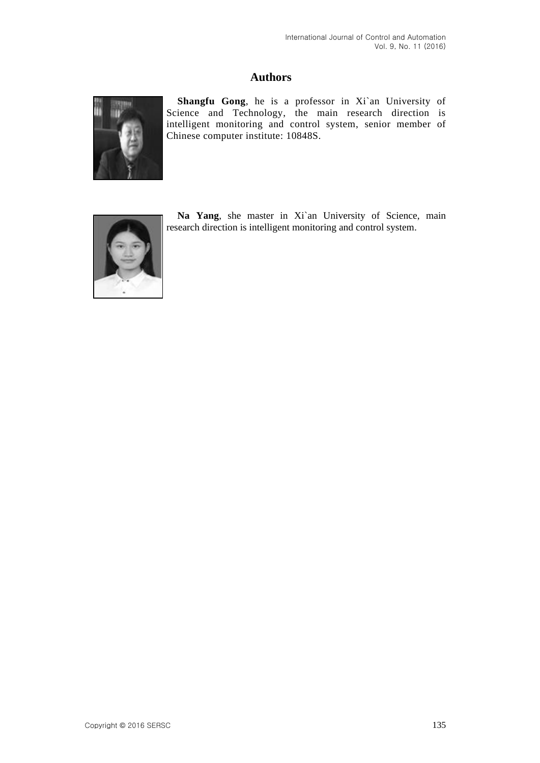# Authors

**Shangfu Gong**, he is a professor in Xi`an University of Science and Technology, the main research direction is intelligent monitoring and control system, senior member of Chinese computer institute: 10848S.

**Na Yang**, she master in Xi`an University of Science, main research direction is intelligent monitoring and control system.